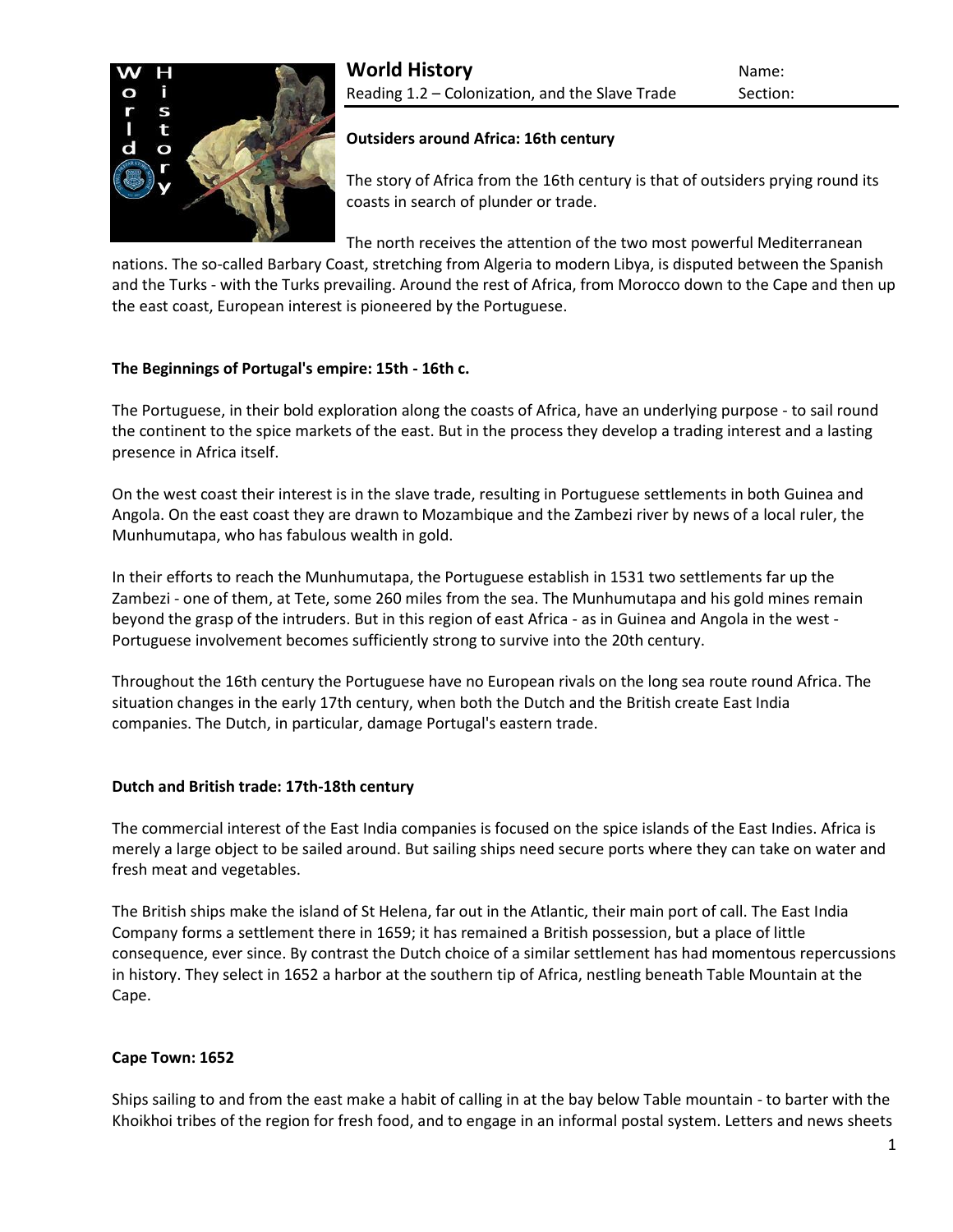# World History

Reading 1.2 – Colonization, and the Slave Trade

Name:

Section:

### Outsiders around Africa: 16th century

The story of Africa from the 16th century is that of outsiders prying round its coasts in search of plunder or trade.

The north receives the attention of the two most powerful Mediterranean nations. The so-called Barbary Coast, stretching from Algeria to modern Libya, is disputed between the Spanish and the Turks - with the Turks prevailing. Around the rest of Africa, from Morocco down to the Cape and then up the east coast, European interest is pioneered by the Portuguese.

### The Beginnings of Portugal's empire: 15th - 16th c.

The Portuguese, in their bold exploration along the coasts of Africa, have an underlying purpose - to sail round the continent to the spice markets of the east. But in the process they develop a trading interest and a lasting presence in Africa itself.

On the west coast their interest is in the slave trade, resulting in Portuguese settlements in both Guinea and Angola. On the east coast they are drawn to Mozambique and the Zambezi river by news of a local ruler, the Munhumutapa, who has fabulous wealth in gold.

In their efforts to reach the Munhumutapa, the Portuguese establish in 1531 two settlements far up the Zambezi - one of them, at Tete, some 260 miles from the sea. The Munhumutapa and his gold mines remain beyond the grasp of the intruders. But in this region of east Africa - as in Guinea and Angola in the west - Portuguese involvement becomes sufficiently strong to survive into the 20th century.

Throughout the 16th century the Portuguese have no European rivals on the long sea route round Africa. The situation changes in the early 17th century, when both the Dutch and the British create East India companies. The Dutch, in particular, damage Portugal's eastern trade.

### Dutch and British trade: 17th-18th century

The commercial interest of the East India companies is focused on the spice islands of the East Indies. Africa is merely a large object to be sailed around. But sailing ships need secure ports where they can take on water and fresh meat and vegetables.

The British ships make the island of St Helena, far out in the Atlantic, their main port of call. The East India Company forms a settlement there in 1659; it has remained a British possession, but a place of little consequence, ever since. By contrast the Dutch choice of a similar settlement has had momentous repercussions in history. They select in 1652 a harbor at the southern tip of Africa, nestling beneath Table Mountain at the Cape.

### Cape Town: 1652

Ships sailing to and from the east make a habit of calling in at the bay below Table mountain - to barter with the Khoikhoi tribes of the region for fresh food, and to engage in an informal postal system. Letters and news sheets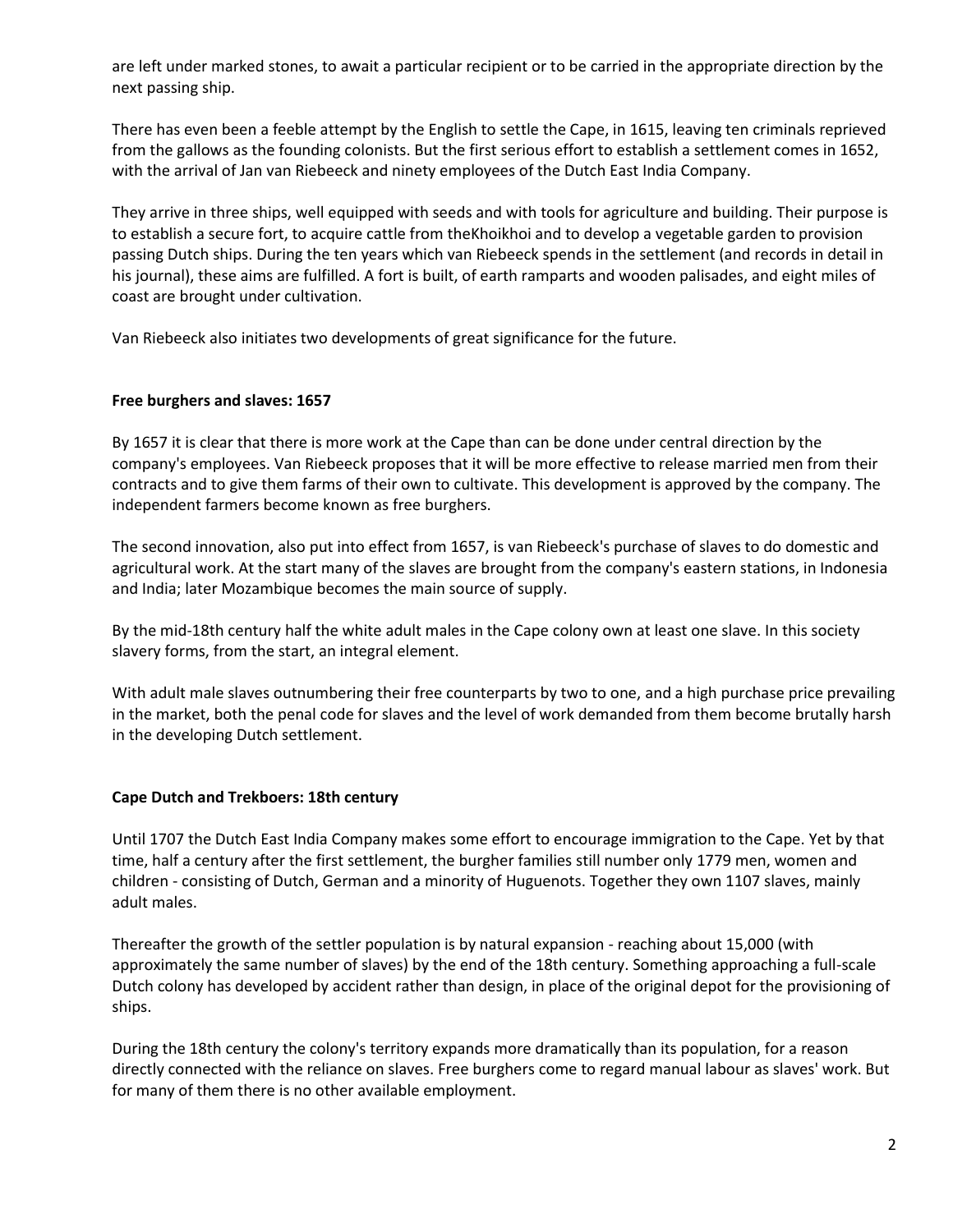are left under marked stones, to await a particular recipient or to be carried in the appropriate direction by the next passing ship.

There has even been a feeble attempt by the English to settle the Cape, in 1615, leaving ten criminals reprieved from the gallows as the founding colonists. But the first serious effort to establish a settlement comes in 1652, with the arrival of Jan van Riebeeck and ninety employees of the Dutch East India Company.

They arrive in three ships, well equipped with seeds and with tools for agriculture and building. Their purpose is to establish a secure fort, to acquire cattle from theKhoikhoi and to develop a vegetable garden to provision passing Dutch ships. During the ten years which van Riebeeck spends in the settlement (and records in detail in his journal), these aims are fulfilled. A fort is built, of earth ramparts and wooden palisades, and eight miles of coast are brought under cultivation.

Van Riebeeck also initiates two developments of great significance for the future.

**Free burghers and slaves: 1657**

By 1657 it is clear that there is more work at the Cape than can be done under central direction by the company's employees. Van Riebeeck proposes that it will be more effective to release married men from their contracts and to give them farms of their own to cultivate. This development is approved by the company. The independent farmers become known as free burghers.

The second innovation, also put into effect from 1657, is van Riebeeck's purchase of slaves to do domestic and agricultural work. At the start many of the slaves are brought from the company's eastern stations, in Indonesia and India; later Mozambique becomes the main source of supply.

By the mid-18th century half the white adult males in the Cape colony own at least one slave. In this society slavery forms, from the start, an integral element.

With adult male slaves outnumbering their free counterparts by two to one, and a high purchase price prevailing in the market, both the penal code for slaves and the level of work demanded from them become brutally harsh in the developing Dutch settlement.

**Cape Dutch and Trekboers: 18th century**

Until 1707 the Dutch East India Company makes some effort to encourage immigration to the Cape. Yet by that time, half a century after the first settlement, the burgher families still number only 1779 men, women and children - consisting of Dutch, German and a minority of Huguenots. Together they own 1107 slaves, mainly adult males.

Thereafter the growth of the settler population is by natural expansion - reaching about 15,000 (with approximately the same number of slaves) by the end of the 18th century. Something approaching a full-scale Dutch colony has developed by accident rather than design, in place of the original depot for the provisioning of ships.

During the 18th century the colony's territory expands more dramatically than its population, for a reason directly connected with the reliance on slaves. Free burghers come to regard manual labour as slaves' work. But for many of them there is no other available employment.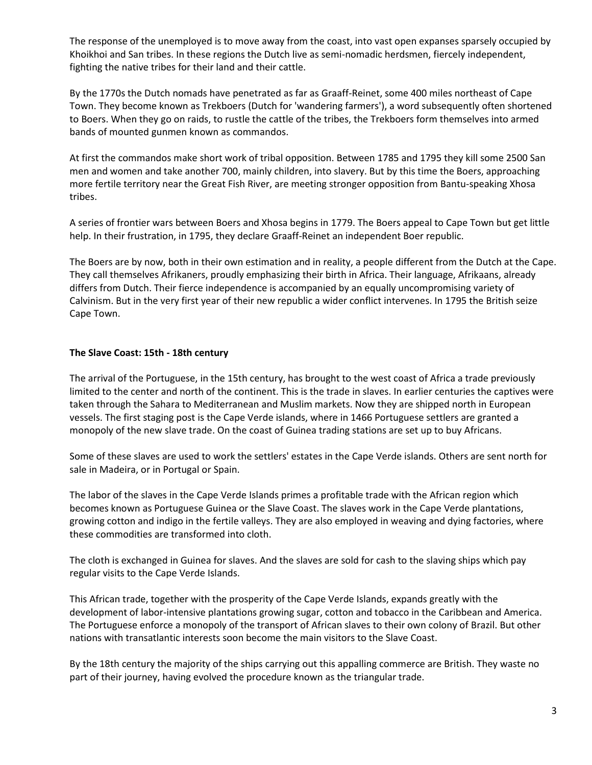The response of the unemployed is to move away from the coast, into vast open expanses sparsely occupied by Khoikhoi and San tribes. In these regions the Dutch live as semi-nomadic herdsmen, fiercely independent, fighting the native tribes for their land and their cattle.

By the 1770s the Dutch nomads have penetrated as far as Graaff-Reinet, some 400 miles northeast of Cape Town. They become known as Trekboers (Dutch for 'wandering farmers'), a word subsequently often shortened to Boers. When they go on raids, to rustle the cattle of the tribes, the Trekboers form themselves into armed bands of mounted gunmen known as commandos.

At first the commandos make short work of tribal opposition. Between 1785 and 1795 they kill some 2500 San men and women and take another 700, mainly children, into slavery. But by this time the Boers, approaching more fertile territory near the Great Fish River, are meeting stronger opposition from Bantu-speaking Xhosa tribes.

A series of frontier wars between Boers and Xhosa begins in 1779. The Boers appeal to Cape Town but get little help. In their frustration, in 1795, they declare Graaff-Reinet an independent Boer republic.

The Boers are by now, both in their own estimation and in reality, a people different from the Dutch at the Cape. They call themselves Afrikaners, proudly emphasizing their birth in Africa. Their language, Afrikaans, already differs from Dutch. Their fierce independence is accompanied by an equally uncompromising variety of Calvinism. But in the very first year of their new republic a wider conflict intervenes. In 1795 the British seize Cape Town.

**The Slave Coast: 15th - 18th century**

The arrival of the Portuguese, in the 15th century, has brought to the west coast of Africa a trade previously limited to the center and north of the continent. This is the trade in slaves. In earlier centuries the captives were taken through the Sahara to Mediterranean and Muslim markets. Now they are shipped north in European vessels. The first staging post is the Cape Verde islands, where in 1466 Portuguese settlers are granted a monopoly of the new slave trade. On the coast of Guinea trading stations are set up to buy Africans.

Some of these slaves are used to work the settlers' estates in the Cape Verde islands. Others are sent north for sale in Madeira, or in Portugal or Spain.

The labor of the slaves in the Cape Verde Islands primes a profitable trade with the African region which becomes known as Portuguese Guinea or the Slave Coast. The slaves work in the Cape Verde plantations, growing cotton and indigo in the fertile valleys. They are also employed in weaving and dying factories, where these commodities are transformed into cloth.

The cloth is exchanged in Guinea for slaves. And the slaves are sold for cash to the slaving ships which pay regular visits to the Cape Verde Islands.

This African trade, together with the prosperity of the Cape Verde Islands, expands greatly with the development of labor-intensive plantations growing sugar, cotton and tobacco in the Caribbean and America. The Portuguese enforce a monopoly of the transport of African slaves to their own colony of Brazil. But other nations with transatlantic interests soon become the main visitors to the Slave Coast.

By the 18th century the majority of the ships carrying out this appalling commerce are British. They waste no part of their journey, having evolved the procedure known as the triangular trade.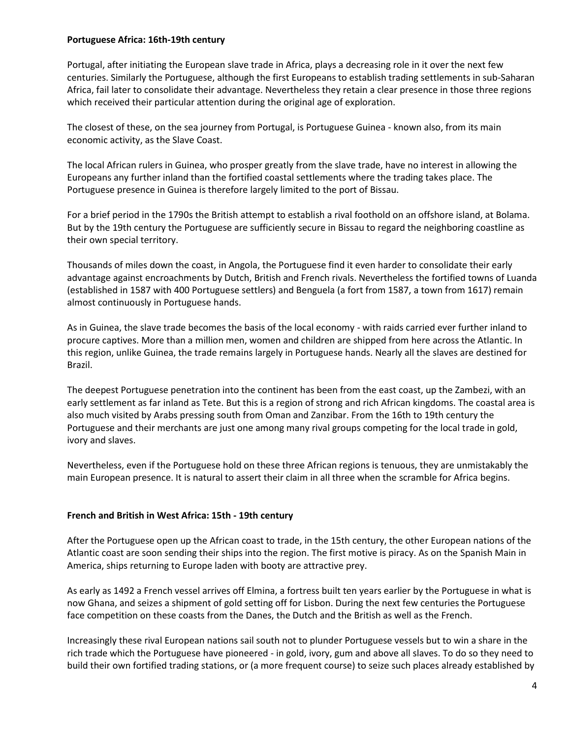**Portuguese Africa: 16th-19th century**

Portugal, after initiating the European slave trade in Africa, plays a decreasing role in it over the next few centuries. Similarly the Portuguese, although the first Europeans to establish trading settlements in sub-Saharan Africa, fail later to consolidate their advantage. Nevertheless they retain a clear presence in those three regions which received their particular attention during the original age of exploration.

The closest of these, on the sea journey from Portugal, is Portuguese Guinea - known also, from its main economic activity, as the Slave Coast.

The local African rulers in Guinea, who prosper greatly from the slave trade, have no interest in allowing the Europeans any further inland than the fortified coastal settlements where the trading takes place. The Portuguese presence in Guinea is therefore largely limited to the port of Bissau.

For a brief period in the 1790s the British attempt to establish a rival foothold on an offshore island, at Bolama. But by the 19th century the Portuguese are sufficiently secure in Bissau to regard the neighboring coastline as their own special territory.

Thousands of miles down the coast, in Angola, the Portuguese find it even harder to consolidate their early advantage against encroachments by Dutch, British and French rivals. Nevertheless the fortified towns of Luanda (established in 1587 with 400 Portuguese settlers) and Benguela (a fort from 1587, a town from 1617) remain almost continuously in Portuguese hands.

As in Guinea, the slave trade becomes the basis of the local economy - with raids carried ever further inland to procure captives. More than a million men, women and children are shipped from here across the Atlantic. In this region, unlike Guinea, the trade remains largely in Portuguese hands. Nearly all the slaves are destined for Brazil.

The deepest Portuguese penetration into the continent has been from the east coast, up the Zambezi, with an early settlement as far inland as Tete. But this is a region of strong and rich African kingdoms. The coastal area is also much visited by Arabs pressing south from Oman and Zanzibar. From the 16th to 19th century the Portuguese and their merchants are just one among many rival groups competing for the local trade in gold, ivory and slaves.

Nevertheless, even if the Portuguese hold on these three African regions is tenuous, they are unmistakably the main European presence. It is natural to assert their claim in all three when the scramble for Africa begins.

**French and British in West Africa: 15th - 19th century**

After the Portuguese open up the African coast to trade, in the 15th century, the other European nations of the Atlantic coast are soon sending their ships into the region. The first motive is piracy. As on the Spanish Main in America, ships returning to Europe laden with booty are attractive prey.

As early as 1492 a French vessel arrives off Elmina, a fortress built ten years earlier by the Portuguese in what is now Ghana, and seizes a shipment of gold setting off for Lisbon. During the next few centuries the Portuguese face competition on these coasts from the Danes, the Dutch and the British as well as the French.

Increasingly these rival European nations sail south not to plunder Portuguese vessels but to win a share in the rich trade which the Portuguese have pioneered - in gold, ivory, gum and above all slaves. To do so they need to build their own fortified trading stations, or (a more frequent course) to seize such places already established by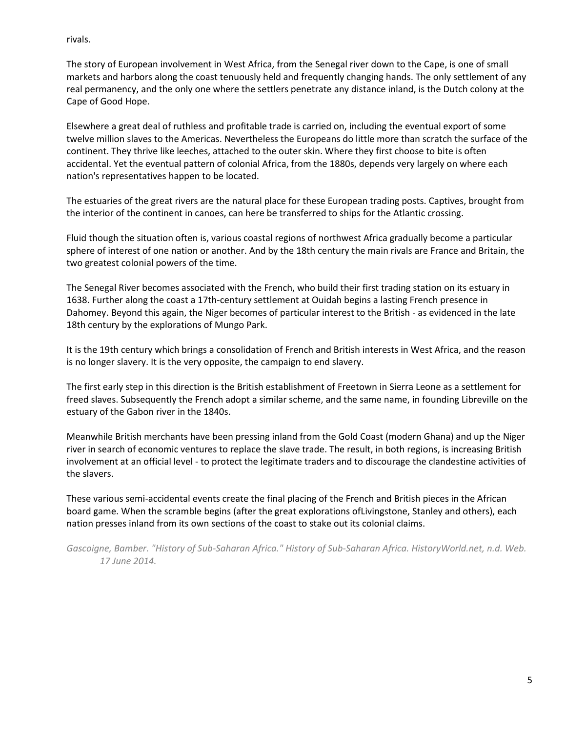rivals.

The story of European involvement in West Africa, from the Senegal river down to the Cape, is one of small markets and harbors along the coast tenuously held and frequently changing hands. The only settlement of any real permanency, and the only one where the settlers penetrate any distance inland, is the Dutch colony at the Cape of Good Hope.

Elsewhere a great deal of ruthless and profitable trade is carried on, including the eventual export of some twelve million slaves to the Americas. Nevertheless the Europeans do little more than scratch the surface of the continent. They thrive like leeches, attached to the outer skin. Where they first choose to bite is often accidental. Yet the eventual pattern of colonial Africa, from the 1880s, depends very largely on where each nation's representatives happen to be located.

The estuaries of the great rivers are the natural place for these European trading posts. Captives, brought from the interior of the continent in canoes, can here be transferred to ships for the Atlantic crossing.

Fluid though the situation often is, various coastal regions of northwest Africa gradually become a particular sphere of interest of one nation or another. And by the 18th century the main rivals are France and Britain, the two greatest colonial powers of the time.

The Senegal River becomes associated with the French, who build their first trading station on its estuary in 1638. Further along the coast a 17th-century settlement at Ouidah begins a lasting French presence in Dahomey. Beyond this again, the Niger becomes of particular interest to the British - as evidenced in the late 18th century by the explorations of Mungo Park.

It is the 19th century which brings a consolidation of French and British interests in West Africa, and the reason is no longer slavery. It is the very opposite, the campaign to end slavery.

The first early step in this direction is the British establishment of Freetown in Sierra Leone as a settlement for freed slaves. Subsequently the French adopt a similar scheme, and the same name, in founding Libreville on the estuary of the Gabon river in the 1840s.

Meanwhile British merchants have been pressing inland from the Gold Coast (modern Ghana) and up the Niger river in search of economic ventures to replace the slave trade. The result, in both regions, is increasing British involvement at an official level - to protect the legitimate traders and to discourage the clandestine activities of the slavers.

These various semi-accidental events create the final placing of the French and British pieces in the African board game. When the scramble begins (after the great explorations ofLivingstone, Stanley and others), each nation presses inland from its own sections of the coast to stake out its colonial claims.

*Gascoigne, Bamber. "History of Sub-Saharan Africa." History of Sub-Saharan Africa. HistoryWorld.net, n.d. Web. 17 June 2014.*